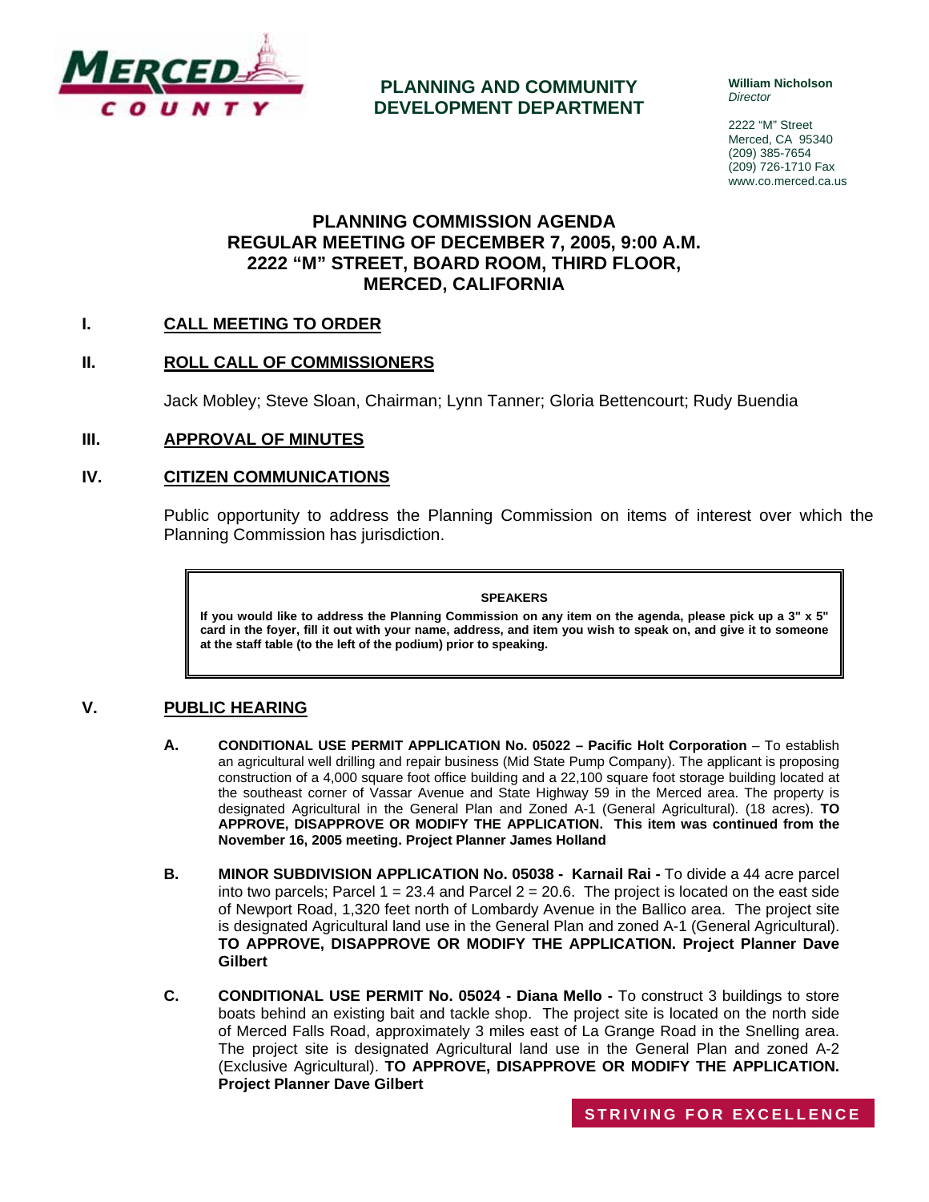**MERCED COUNTY**

## PLANNING AND COMMUNITY DEVELOPMENT DEPARTMENT

**William Nicholson**
*Director*

2222 "M" Street
Merced, CA 95340
(209) 385-7654
(209) 726-1710 Fax
www.co.merced.ca.us

# PLANNING COMMISSION AGENDA
# REGULAR MEETING OF DECEMBER 7, 2005, 9:00 A.M.
# 2222 "M" STREET, BOARD ROOM, THIRD FLOOR, MERCED, CALIFORNIA

## I. CALL MEETING TO ORDER

## II. ROLL CALL OF COMMISSIONERS

Jack Mobley; Steve Sloan, Chairman; Lynn Tanner; Gloria Bettencourt; Rudy Buendia

## III. APPROVAL OF MINUTES

## IV. CITIZEN COMMUNICATIONS

Public opportunity to address the Planning Commission on items of interest over which the Planning Commission has jurisdiction.

> **SPEAKERS**
>
> **If you would like to address the Planning Commission on any item on the agenda, please pick up a 3" x 5" card in the foyer, fill it out with your name, address, and item you wish to speak on, and give it to someone at the staff table (to the left of the podium) prior to speaking.**

## V. PUBLIC HEARING

**A. CONDITIONAL USE PERMIT APPLICATION No. 05022 – Pacific Holt Corporation** – To establish an agricultural well drilling and repair business (Mid State Pump Company). The applicant is proposing construction of a 4,000 square foot office building and a 22,100 square foot storage building located at the southeast corner of Vassar Avenue and State Highway 59 in the Merced area. The property is designated Agricultural in the General Plan and Zoned A-1 (General Agricultural). (18 acres). **TO APPROVE, DISAPPROVE OR MODIFY THE APPLICATION. This item was continued from the November 16, 2005 meeting. Project Planner James Holland**

**B. MINOR SUBDIVISION APPLICATION No. 05038 - Karnail Rai -** To divide a 44 acre parcel into two parcels; Parcel 1 = 23.4 and Parcel 2 = 20.6. The project is located on the east side of Newport Road, 1,320 feet north of Lombardy Avenue in the Ballico area. The project site is designated Agricultural land use in the General Plan and zoned A-1 (General Agricultural). **TO APPROVE, DISAPPROVE OR MODIFY THE APPLICATION. Project Planner Dave Gilbert**

**C. CONDITIONAL USE PERMIT No. 05024 - Diana Mello -** To construct 3 buildings to store boats behind an existing bait and tackle shop. The project site is located on the north side of Merced Falls Road, approximately 3 miles east of La Grange Road in the Snelling area. The project site is designated Agricultural land use in the General Plan and zoned A-2 (Exclusive Agricultural). **TO APPROVE, DISAPPROVE OR MODIFY THE APPLICATION. Project Planner Dave Gilbert**

STRIVING FOR EXCELLENCE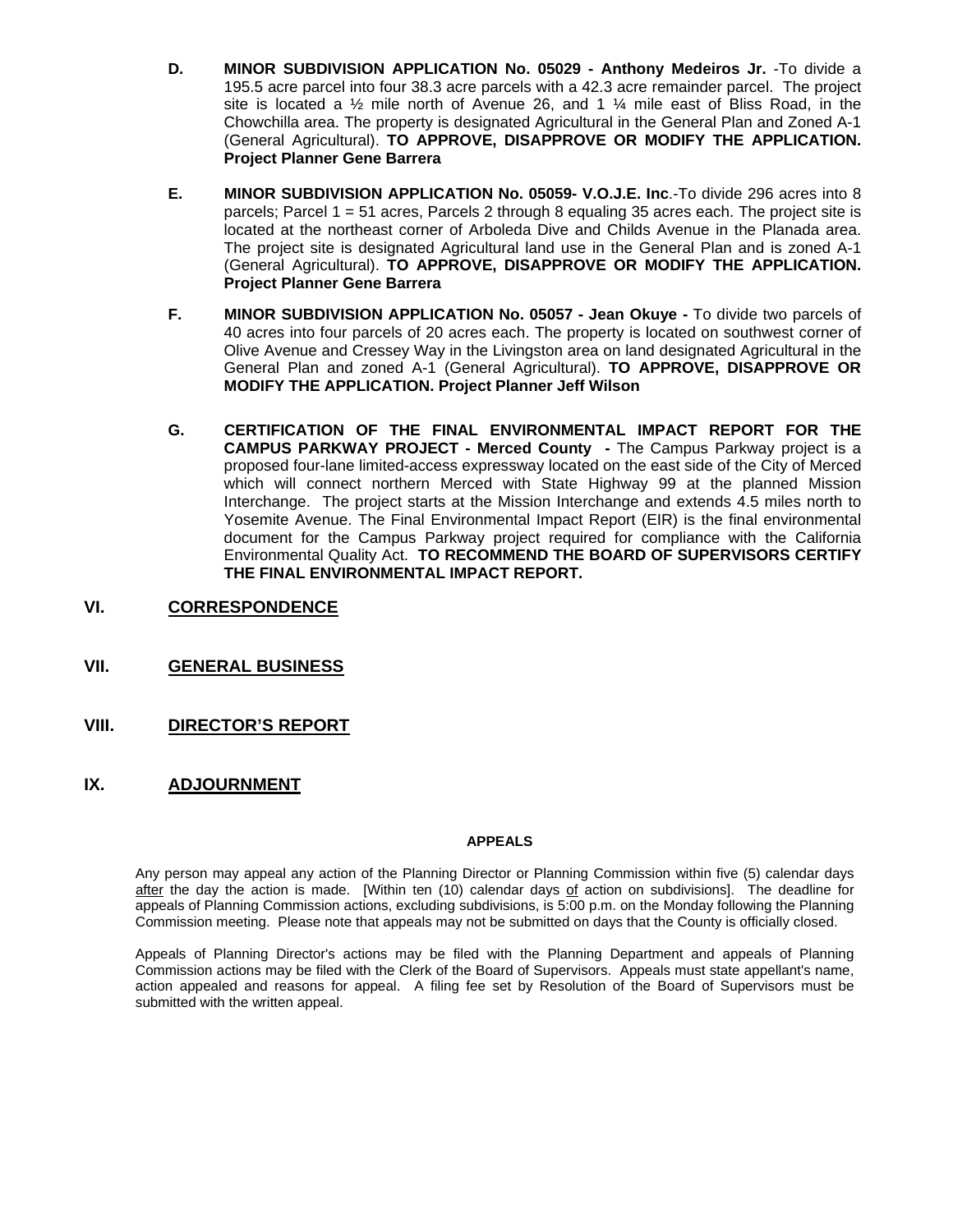**D. MINOR SUBDIVISION APPLICATION No. 05029 - Anthony Medeiros Jr.** -To divide a 195.5 acre parcel into four 38.3 acre parcels with a 42.3 acre remainder parcel. The project site is located a ½ mile north of Avenue 26, and 1 ¼ mile east of Bliss Road, in the Chowchilla area. The property is designated Agricultural in the General Plan and Zoned A-1 (General Agricultural). **TO APPROVE, DISAPPROVE OR MODIFY THE APPLICATION. Project Planner Gene Barrera**

**E. MINOR SUBDIVISION APPLICATION No. 05059- V.O.J.E. Inc**.-To divide 296 acres into 8 parcels; Parcel 1 = 51 acres, Parcels 2 through 8 equaling 35 acres each. The project site is located at the northeast corner of Arboleda Dive and Childs Avenue in the Planada area. The project site is designated Agricultural land use in the General Plan and is zoned A-1 (General Agricultural). **TO APPROVE, DISAPPROVE OR MODIFY THE APPLICATION. Project Planner Gene Barrera**

**F. MINOR SUBDIVISION APPLICATION No. 05057 - Jean Okuye -** To divide two parcels of 40 acres into four parcels of 20 acres each. The property is located on southwest corner of Olive Avenue and Cressey Way in the Livingston area on land designated Agricultural in the General Plan and zoned A-1 (General Agricultural). **TO APPROVE, DISAPPROVE OR MODIFY THE APPLICATION. Project Planner Jeff Wilson**

**G. CERTIFICATION OF THE FINAL ENVIRONMENTAL IMPACT REPORT FOR THE CAMPUS PARKWAY PROJECT - Merced County -** The Campus Parkway project is a proposed four-lane limited-access expressway located on the east side of the City of Merced which will connect northern Merced with State Highway 99 at the planned Mission Interchange. The project starts at the Mission Interchange and extends 4.5 miles north to Yosemite Avenue. The Final Environmental Impact Report (EIR) is the final environmental document for the Campus Parkway project required for compliance with the California Environmental Quality Act. **TO RECOMMEND THE BOARD OF SUPERVISORS CERTIFY THE FINAL ENVIRONMENTAL IMPACT REPORT.**

## VI. CORRESPONDENCE

## VII. GENERAL BUSINESS

## VIII. DIRECTOR'S REPORT

## IX. ADJOURNMENT

**APPEALS**

Any person may appeal any action of the Planning Director or Planning Commission within five (5) calendar days after the day the action is made. [Within ten (10) calendar days of action on subdivisions]. The deadline for appeals of Planning Commission actions, excluding subdivisions, is 5:00 p.m. on the Monday following the Planning Commission meeting. Please note that appeals may not be submitted on days that the County is officially closed.

Appeals of Planning Director's actions may be filed with the Planning Department and appeals of Planning Commission actions may be filed with the Clerk of the Board of Supervisors. Appeals must state appellant's name, action appealed and reasons for appeal. A filing fee set by Resolution of the Board of Supervisors must be submitted with the written appeal.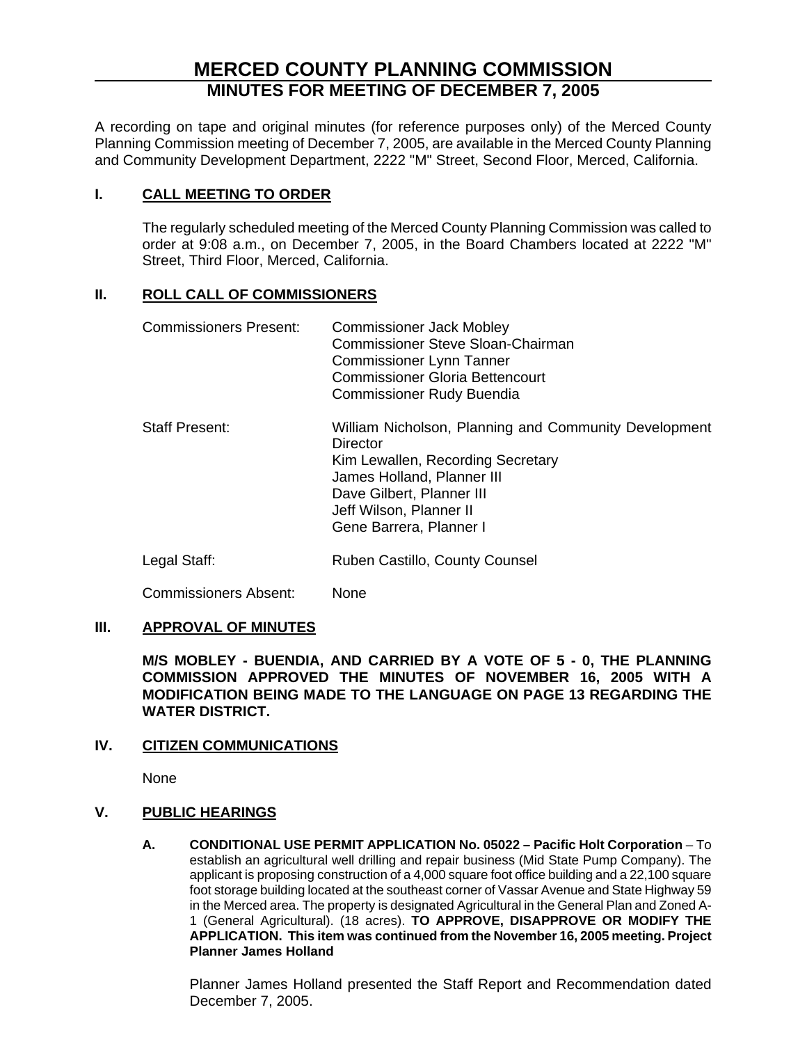# MERCED COUNTY PLANNING COMMISSION
## MINUTES FOR MEETING OF DECEMBER 7, 2005

A recording on tape and original minutes (for reference purposes only) of the Merced County Planning Commission meeting of December 7, 2005, are available in the Merced County Planning and Community Development Department, 2222 "M" Street, Second Floor, Merced, California.

### I. CALL MEETING TO ORDER

The regularly scheduled meeting of the Merced County Planning Commission was called to order at 9:08 a.m., on December 7, 2005, in the Board Chambers located at 2222 "M" Street, Third Floor, Merced, California.

### II. ROLL CALL OF COMMISSIONERS

Commissioners Present:
- Commissioner Jack Mobley
- Commissioner Steve Sloan-Chairman
- Commissioner Lynn Tanner
- Commissioner Gloria Bettencourt
- Commissioner Rudy Buendia

Staff Present:
- William Nicholson, Planning and Community Development Director
- Kim Lewallen, Recording Secretary
- James Holland, Planner III
- Dave Gilbert, Planner III
- Jeff Wilson, Planner II
- Gene Barrera, Planner I

Legal Staff: Ruben Castillo, County Counsel

Commissioners Absent: None

### III. APPROVAL OF MINUTES

**M/S MOBLEY - BUENDIA, AND CARRIED BY A VOTE OF 5 - 0, THE PLANNING COMMISSION APPROVED THE MINUTES OF NOVEMBER 16, 2005 WITH A MODIFICATION BEING MADE TO THE LANGUAGE ON PAGE 13 REGARDING THE WATER DISTRICT.**

### IV. CITIZEN COMMUNICATIONS

None

### V. PUBLIC HEARINGS

**A. CONDITIONAL USE PERMIT APPLICATION No. 05022 – Pacific Holt Corporation** – To establish an agricultural well drilling and repair business (Mid State Pump Company). The applicant is proposing construction of a 4,000 square foot office building and a 22,100 square foot storage building located at the southeast corner of Vassar Avenue and State Highway 59 in the Merced area. The property is designated Agricultural in the General Plan and Zoned A-1 (General Agricultural). (18 acres). **TO APPROVE, DISAPPROVE OR MODIFY THE APPLICATION. This item was continued from the November 16, 2005 meeting. Project Planner James Holland**

Planner James Holland presented the Staff Report and Recommendation dated December 7, 2005.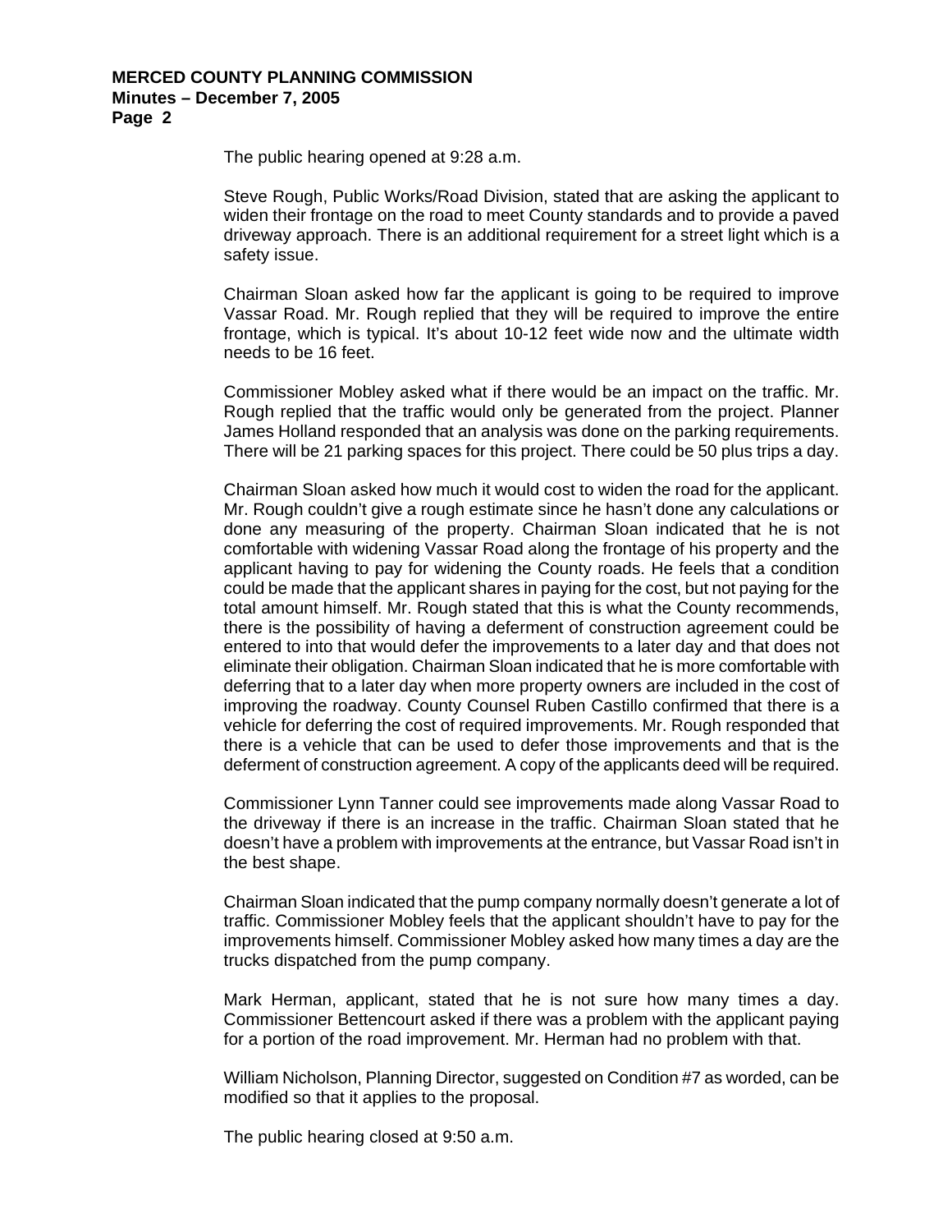The public hearing opened at 9:28 a.m.

Steve Rough, Public Works/Road Division, stated that are asking the applicant to widen their frontage on the road to meet County standards and to provide a paved driveway approach. There is an additional requirement for a street light which is a safety issue.

Chairman Sloan asked how far the applicant is going to be required to improve Vassar Road. Mr. Rough replied that they will be required to improve the entire frontage, which is typical. It's about 10-12 feet wide now and the ultimate width needs to be 16 feet.

Commissioner Mobley asked what if there would be an impact on the traffic. Mr. Rough replied that the traffic would only be generated from the project. Planner James Holland responded that an analysis was done on the parking requirements. There will be 21 parking spaces for this project. There could be 50 plus trips a day.

Chairman Sloan asked how much it would cost to widen the road for the applicant. Mr. Rough couldn't give a rough estimate since he hasn't done any calculations or done any measuring of the property. Chairman Sloan indicated that he is not comfortable with widening Vassar Road along the frontage of his property and the applicant having to pay for widening the County roads. He feels that a condition could be made that the applicant shares in paying for the cost, but not paying for the total amount himself. Mr. Rough stated that this is what the County recommends, there is the possibility of having a deferment of construction agreement could be entered to into that would defer the improvements to a later day and that does not eliminate their obligation. Chairman Sloan indicated that he is more comfortable with deferring that to a later day when more property owners are included in the cost of improving the roadway. County Counsel Ruben Castillo confirmed that there is a vehicle for deferring the cost of required improvements. Mr. Rough responded that there is a vehicle that can be used to defer those improvements and that is the deferment of construction agreement. A copy of the applicants deed will be required.

Commissioner Lynn Tanner could see improvements made along Vassar Road to the driveway if there is an increase in the traffic. Chairman Sloan stated that he doesn't have a problem with improvements at the entrance, but Vassar Road isn't in the best shape.

Chairman Sloan indicated that the pump company normally doesn't generate a lot of traffic. Commissioner Mobley feels that the applicant shouldn't have to pay for the improvements himself. Commissioner Mobley asked how many times a day are the trucks dispatched from the pump company.

Mark Herman, applicant, stated that he is not sure how many times a day. Commissioner Bettencourt asked if there was a problem with the applicant paying for a portion of the road improvement. Mr. Herman had no problem with that.

William Nicholson, Planning Director, suggested on Condition #7 as worded, can be modified so that it applies to the proposal.

The public hearing closed at 9:50 a.m.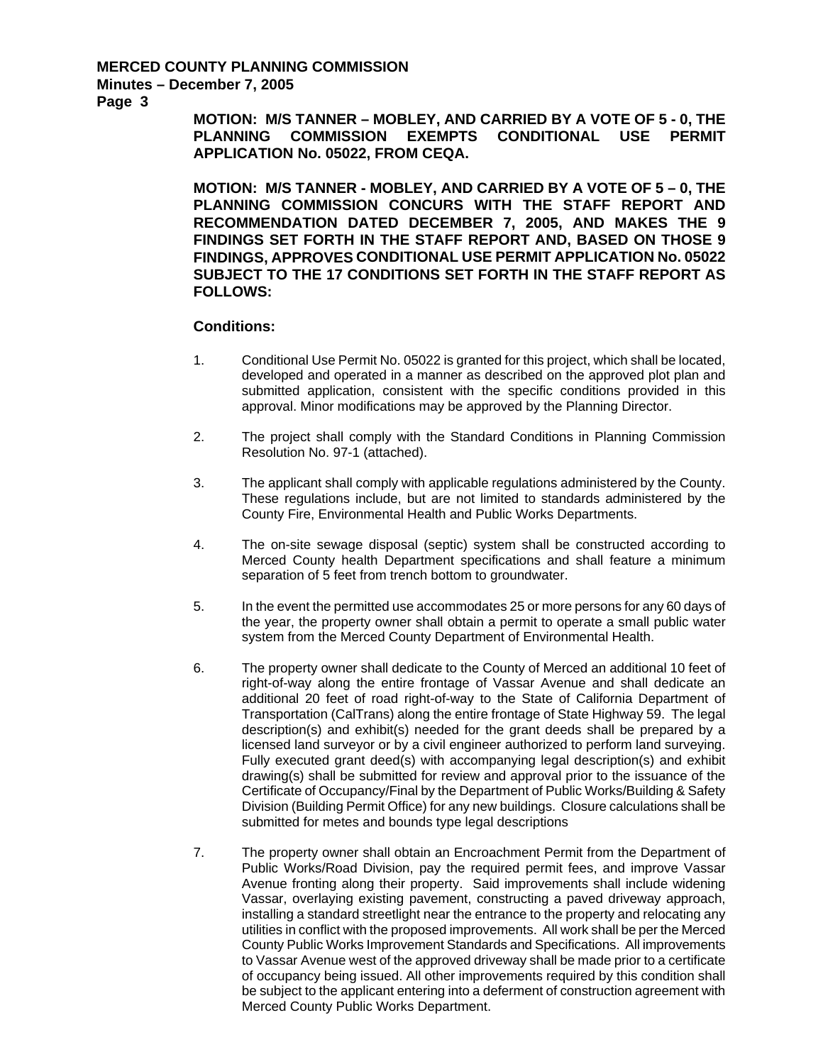**MOTION: M/S TANNER – MOBLEY, AND CARRIED BY A VOTE OF 5 - 0, THE PLANNING COMMISSION EXEMPTS CONDITIONAL USE PERMIT APPLICATION No. 05022, FROM CEQA.**

**MOTION: M/S TANNER - MOBLEY, AND CARRIED BY A VOTE OF 5 – 0, THE PLANNING COMMISSION CONCURS WITH THE STAFF REPORT AND RECOMMENDATION DATED DECEMBER 7, 2005, AND MAKES THE 9 FINDINGS SET FORTH IN THE STAFF REPORT AND, BASED ON THOSE 9 FINDINGS, APPROVES CONDITIONAL USE PERMIT APPLICATION No. 05022 SUBJECT TO THE 17 CONDITIONS SET FORTH IN THE STAFF REPORT AS FOLLOWS:**

**Conditions:**

1. Conditional Use Permit No. 05022 is granted for this project, which shall be located, developed and operated in a manner as described on the approved plot plan and submitted application, consistent with the specific conditions provided in this approval. Minor modifications may be approved by the Planning Director.

2. The project shall comply with the Standard Conditions in Planning Commission Resolution No. 97-1 (attached).

3. The applicant shall comply with applicable regulations administered by the County. These regulations include, but are not limited to standards administered by the County Fire, Environmental Health and Public Works Departments.

4. The on-site sewage disposal (septic) system shall be constructed according to Merced County health Department specifications and shall feature a minimum separation of 5 feet from trench bottom to groundwater.

5. In the event the permitted use accommodates 25 or more persons for any 60 days of the year, the property owner shall obtain a permit to operate a small public water system from the Merced County Department of Environmental Health.

6. The property owner shall dedicate to the County of Merced an additional 10 feet of right-of-way along the entire frontage of Vassar Avenue and shall dedicate an additional 20 feet of road right-of-way to the State of California Department of Transportation (CalTrans) along the entire frontage of State Highway 59. The legal description(s) and exhibit(s) needed for the grant deeds shall be prepared by a licensed land surveyor or by a civil engineer authorized to perform land surveying. Fully executed grant deed(s) with accompanying legal description(s) and exhibit drawing(s) shall be submitted for review and approval prior to the issuance of the Certificate of Occupancy/Final by the Department of Public Works/Building & Safety Division (Building Permit Office) for any new buildings. Closure calculations shall be submitted for metes and bounds type legal descriptions

7. The property owner shall obtain an Encroachment Permit from the Department of Public Works/Road Division, pay the required permit fees, and improve Vassar Avenue fronting along their property. Said improvements shall include widening Vassar, overlaying existing pavement, constructing a paved driveway approach, installing a standard streetlight near the entrance to the property and relocating any utilities in conflict with the proposed improvements. All work shall be per the Merced County Public Works Improvement Standards and Specifications. All improvements to Vassar Avenue west of the approved driveway shall be made prior to a certificate of occupancy being issued. All other improvements required by this condition shall be subject to the applicant entering into a deferment of construction agreement with Merced County Public Works Department.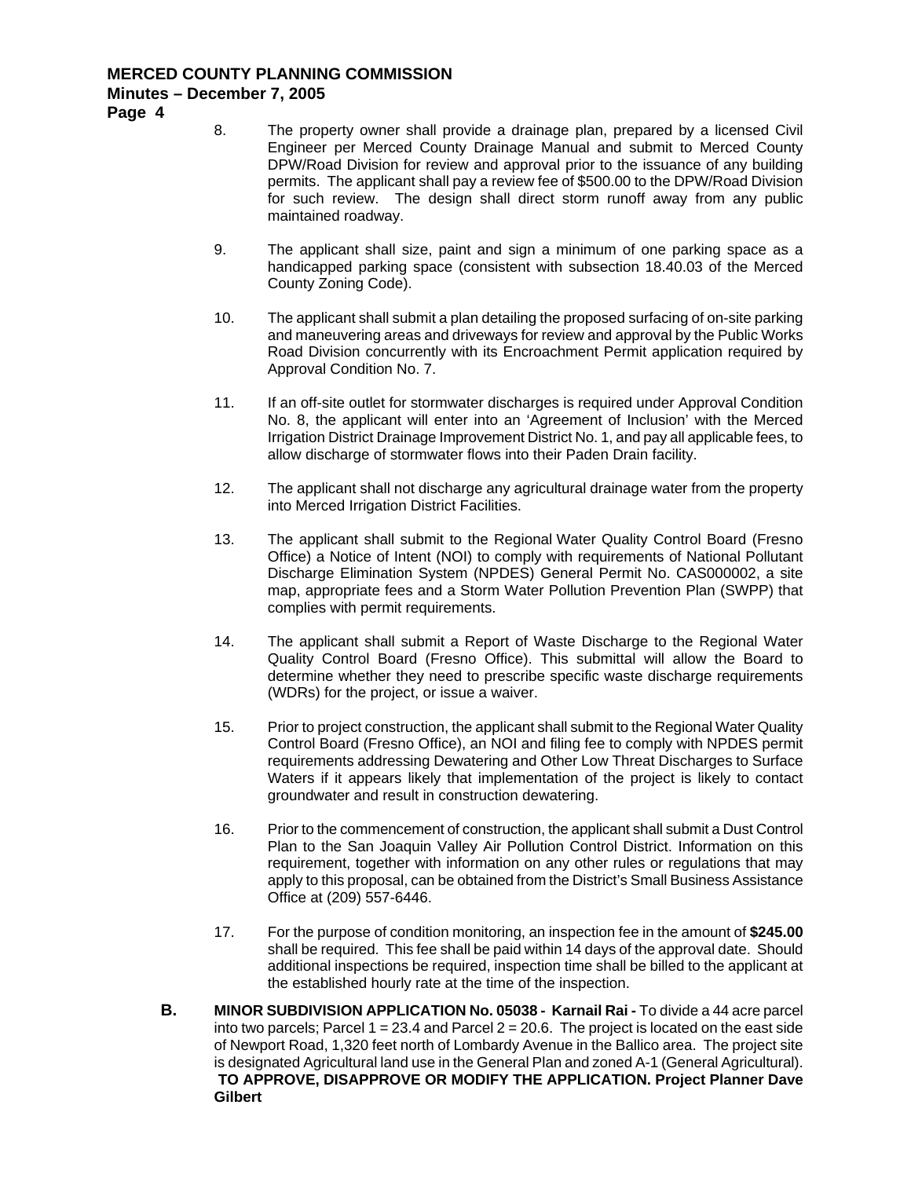8. The property owner shall provide a drainage plan, prepared by a licensed Civil Engineer per Merced County Drainage Manual and submit to Merced County DPW/Road Division for review and approval prior to the issuance of any building permits. The applicant shall pay a review fee of $500.00 to the DPW/Road Division for such review. The design shall direct storm runoff away from any public maintained roadway.

9. The applicant shall size, paint and sign a minimum of one parking space as a handicapped parking space (consistent with subsection 18.40.03 of the Merced County Zoning Code).

10. The applicant shall submit a plan detailing the proposed surfacing of on-site parking and maneuvering areas and driveways for review and approval by the Public Works Road Division concurrently with its Encroachment Permit application required by Approval Condition No. 7.

11. If an off-site outlet for stormwater discharges is required under Approval Condition No. 8, the applicant will enter into an 'Agreement of Inclusion' with the Merced Irrigation District Drainage Improvement District No. 1, and pay all applicable fees, to allow discharge of stormwater flows into their Paden Drain facility.

12. The applicant shall not discharge any agricultural drainage water from the property into Merced Irrigation District Facilities.

13. The applicant shall submit to the Regional Water Quality Control Board (Fresno Office) a Notice of Intent (NOI) to comply with requirements of National Pollutant Discharge Elimination System (NPDES) General Permit No. CAS000002, a site map, appropriate fees and a Storm Water Pollution Prevention Plan (SWPP) that complies with permit requirements.

14. The applicant shall submit a Report of Waste Discharge to the Regional Water Quality Control Board (Fresno Office). This submittal will allow the Board to determine whether they need to prescribe specific waste discharge requirements (WDRs) for the project, or issue a waiver.

15. Prior to project construction, the applicant shall submit to the Regional Water Quality Control Board (Fresno Office), an NOI and filing fee to comply with NPDES permit requirements addressing Dewatering and Other Low Threat Discharges to Surface Waters if it appears likely that implementation of the project is likely to contact groundwater and result in construction dewatering.

16. Prior to the commencement of construction, the applicant shall submit a Dust Control Plan to the San Joaquin Valley Air Pollution Control District. Information on this requirement, together with information on any other rules or regulations that may apply to this proposal, can be obtained from the District's Small Business Assistance Office at (209) 557-6446.

17. For the purpose of condition monitoring, an inspection fee in the amount of **$245.00** shall be required. This fee shall be paid within 14 days of the approval date. Should additional inspections be required, inspection time shall be billed to the applicant at the established hourly rate at the time of the inspection.

**B.** **MINOR SUBDIVISION APPLICATION No. 05038 - Karnail Rai -** To divide a 44 acre parcel into two parcels; Parcel 1 = 23.4 and Parcel 2 = 20.6. The project is located on the east side of Newport Road, 1,320 feet north of Lombardy Avenue in the Ballico area. The project site is designated Agricultural land use in the General Plan and zoned A-1 (General Agricultural). **TO APPROVE, DISAPPROVE OR MODIFY THE APPLICATION. Project Planner Dave Gilbert**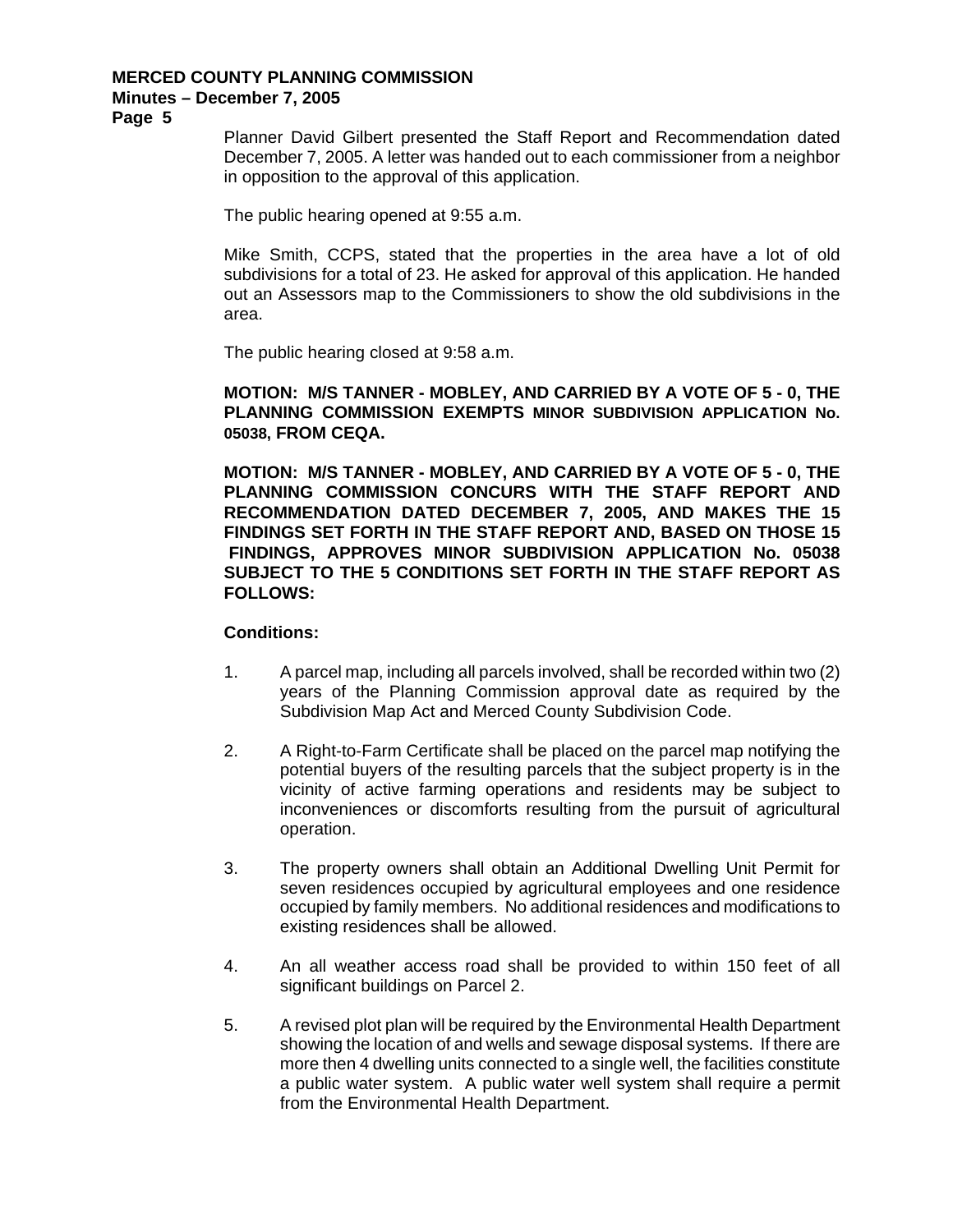Planner David Gilbert presented the Staff Report and Recommendation dated December 7, 2005. A letter was handed out to each commissioner from a neighbor in opposition to the approval of this application.

The public hearing opened at 9:55 a.m.

Mike Smith, CCPS, stated that the properties in the area have a lot of old subdivisions for a total of 23. He asked for approval of this application. He handed out an Assessors map to the Commissioners to show the old subdivisions in the area.

The public hearing closed at 9:58 a.m.

**MOTION: M/S TANNER - MOBLEY, AND CARRIED BY A VOTE OF 5 - 0, THE PLANNING COMMISSION EXEMPTS MINOR SUBDIVISION APPLICATION No. 05038, FROM CEQA.**

**MOTION: M/S TANNER - MOBLEY, AND CARRIED BY A VOTE OF 5 - 0, THE PLANNING COMMISSION CONCURS WITH THE STAFF REPORT AND RECOMMENDATION DATED DECEMBER 7, 2005, AND MAKES THE 15 FINDINGS SET FORTH IN THE STAFF REPORT AND, BASED ON THOSE 15 FINDINGS, APPROVES MINOR SUBDIVISION APPLICATION No. 05038 SUBJECT TO THE 5 CONDITIONS SET FORTH IN THE STAFF REPORT AS FOLLOWS:**

**Conditions:**

1. A parcel map, including all parcels involved, shall be recorded within two (2) years of the Planning Commission approval date as required by the Subdivision Map Act and Merced County Subdivision Code.

2. A Right-to-Farm Certificate shall be placed on the parcel map notifying the potential buyers of the resulting parcels that the subject property is in the vicinity of active farming operations and residents may be subject to inconveniences or discomforts resulting from the pursuit of agricultural operation.

3. The property owners shall obtain an Additional Dwelling Unit Permit for seven residences occupied by agricultural employees and one residence occupied by family members. No additional residences and modifications to existing residences shall be allowed.

4. An all weather access road shall be provided to within 150 feet of all significant buildings on Parcel 2.

5. A revised plot plan will be required by the Environmental Health Department showing the location of and wells and sewage disposal systems. If there are more then 4 dwelling units connected to a single well, the facilities constitute a public water system. A public water well system shall require a permit from the Environmental Health Department.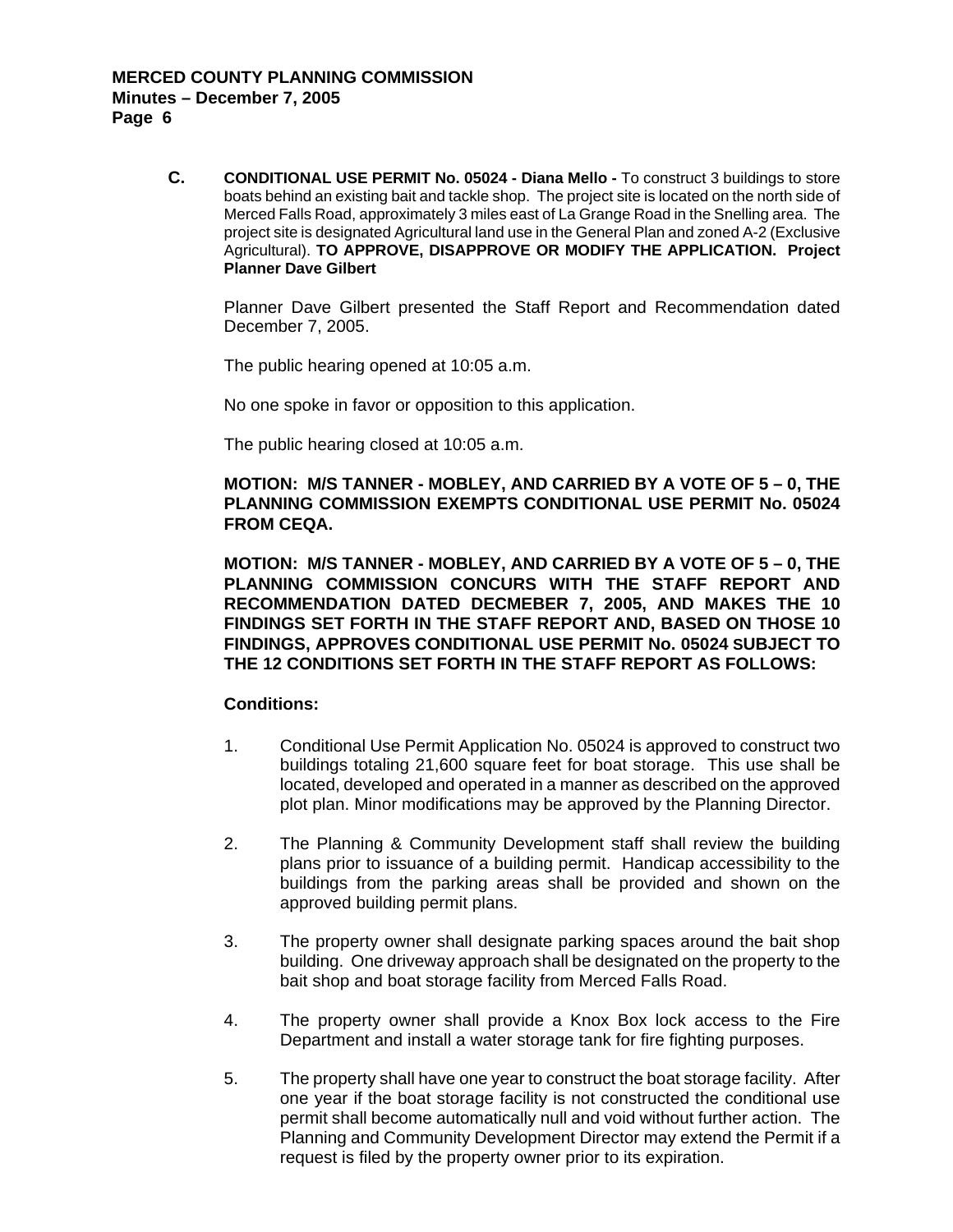**C. CONDITIONAL USE PERMIT No. 05024 - Diana Mello -** To construct 3 buildings to store boats behind an existing bait and tackle shop. The project site is located on the north side of Merced Falls Road, approximately 3 miles east of La Grange Road in the Snelling area. The project site is designated Agricultural land use in the General Plan and zoned A-2 (Exclusive Agricultural). **TO APPROVE, DISAPPROVE OR MODIFY THE APPLICATION. Project Planner Dave Gilbert**

Planner Dave Gilbert presented the Staff Report and Recommendation dated December 7, 2005.

The public hearing opened at 10:05 a.m.

No one spoke in favor or opposition to this application.

The public hearing closed at 10:05 a.m.

**MOTION: M/S TANNER - MOBLEY, AND CARRIED BY A VOTE OF 5 – 0, THE PLANNING COMMISSION EXEMPTS CONDITIONAL USE PERMIT No. 05024 FROM CEQA.**

**MOTION: M/S TANNER - MOBLEY, AND CARRIED BY A VOTE OF 5 – 0, THE PLANNING COMMISSION CONCURS WITH THE STAFF REPORT AND RECOMMENDATION DATED DECMEBER 7, 2005, AND MAKES THE 10 FINDINGS SET FORTH IN THE STAFF REPORT AND, BASED ON THOSE 10 FINDINGS, APPROVES CONDITIONAL USE PERMIT No. 05024 SUBJECT TO THE 12 CONDITIONS SET FORTH IN THE STAFF REPORT AS FOLLOWS:**

**Conditions:**

1. Conditional Use Permit Application No. 05024 is approved to construct two buildings totaling 21,600 square feet for boat storage. This use shall be located, developed and operated in a manner as described on the approved plot plan. Minor modifications may be approved by the Planning Director.

2. The Planning & Community Development staff shall review the building plans prior to issuance of a building permit. Handicap accessibility to the buildings from the parking areas shall be provided and shown on the approved building permit plans.

3. The property owner shall designate parking spaces around the bait shop building. One driveway approach shall be designated on the property to the bait shop and boat storage facility from Merced Falls Road.

4. The property owner shall provide a Knox Box lock access to the Fire Department and install a water storage tank for fire fighting purposes.

5. The property shall have one year to construct the boat storage facility. After one year if the boat storage facility is not constructed the conditional use permit shall become automatically null and void without further action. The Planning and Community Development Director may extend the Permit if a request is filed by the property owner prior to its expiration.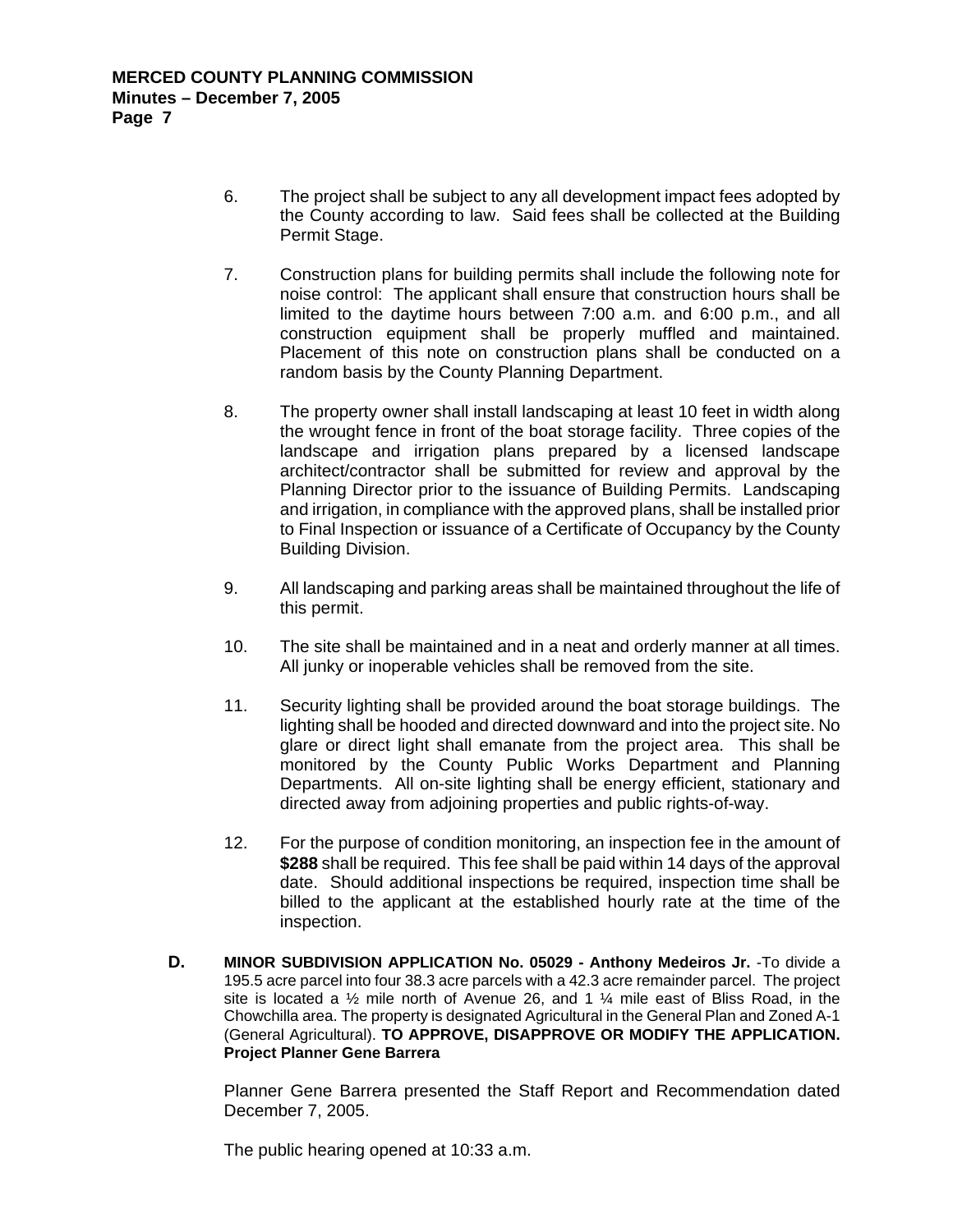6. The project shall be subject to any all development impact fees adopted by the County according to law. Said fees shall be collected at the Building Permit Stage.

7. Construction plans for building permits shall include the following note for noise control: The applicant shall ensure that construction hours shall be limited to the daytime hours between 7:00 a.m. and 6:00 p.m., and all construction equipment shall be properly muffled and maintained. Placement of this note on construction plans shall be conducted on a random basis by the County Planning Department.

8. The property owner shall install landscaping at least 10 feet in width along the wrought fence in front of the boat storage facility. Three copies of the landscape and irrigation plans prepared by a licensed landscape architect/contractor shall be submitted for review and approval by the Planning Director prior to the issuance of Building Permits. Landscaping and irrigation, in compliance with the approved plans, shall be installed prior to Final Inspection or issuance of a Certificate of Occupancy by the County Building Division.

9. All landscaping and parking areas shall be maintained throughout the life of this permit.

10. The site shall be maintained and in a neat and orderly manner at all times. All junky or inoperable vehicles shall be removed from the site.

11. Security lighting shall be provided around the boat storage buildings. The lighting shall be hooded and directed downward and into the project site. No glare or direct light shall emanate from the project area. This shall be monitored by the County Public Works Department and Planning Departments. All on-site lighting shall be energy efficient, stationary and directed away from adjoining properties and public rights-of-way.

12. For the purpose of condition monitoring, an inspection fee in the amount of **$288** shall be required. This fee shall be paid within 14 days of the approval date. Should additional inspections be required, inspection time shall be billed to the applicant at the established hourly rate at the time of the inspection.

**D. MINOR SUBDIVISION APPLICATION No. 05029 - Anthony Medeiros Jr.** -To divide a 195.5 acre parcel into four 38.3 acre parcels with a 42.3 acre remainder parcel. The project site is located a ½ mile north of Avenue 26, and 1 ¼ mile east of Bliss Road, in the Chowchilla area. The property is designated Agricultural in the General Plan and Zoned A-1 (General Agricultural). **TO APPROVE, DISAPPROVE OR MODIFY THE APPLICATION. Project Planner Gene Barrera**

Planner Gene Barrera presented the Staff Report and Recommendation dated December 7, 2005.

The public hearing opened at 10:33 a.m.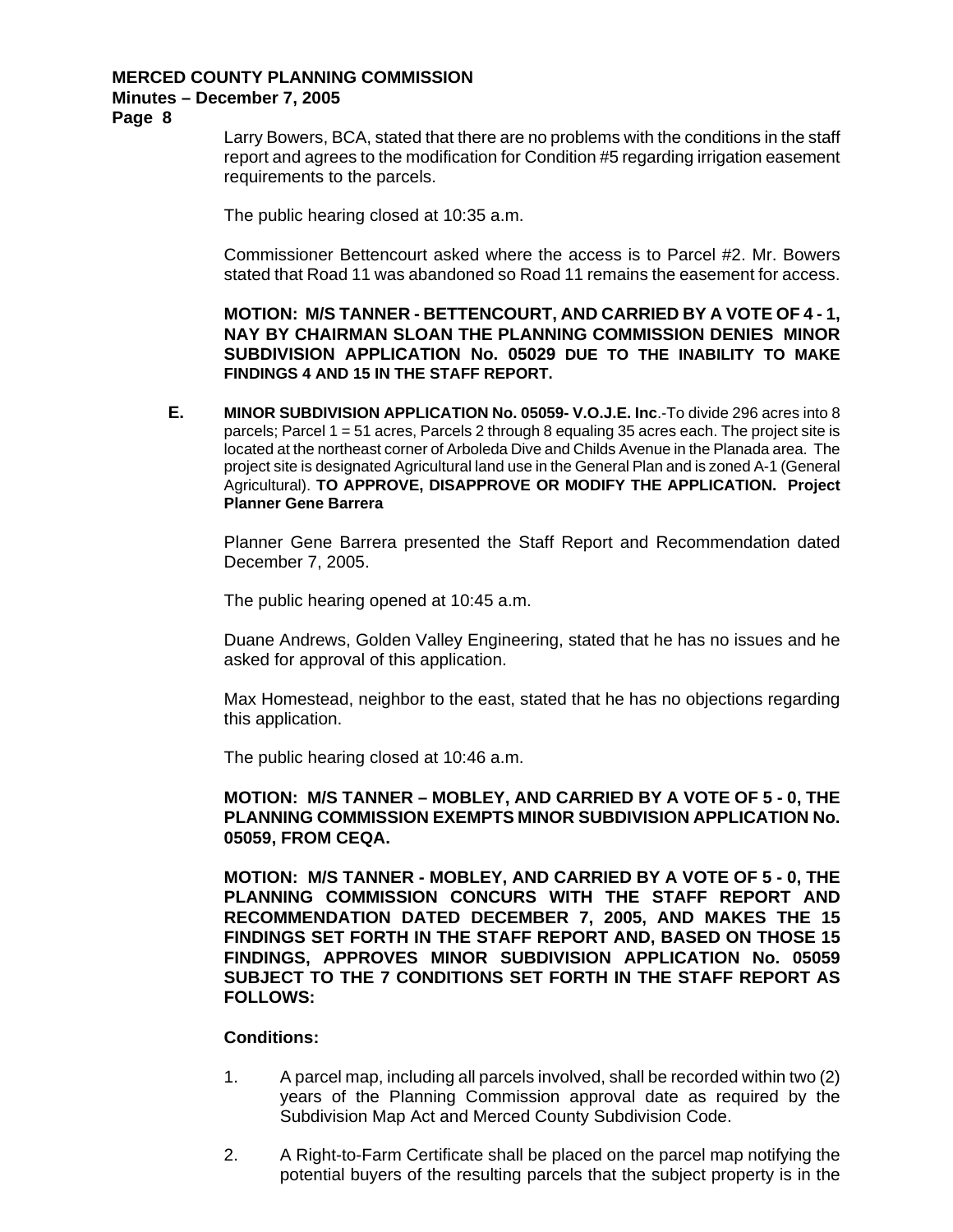Larry Bowers, BCA, stated that there are no problems with the conditions in the staff report and agrees to the modification for Condition #5 regarding irrigation easement requirements to the parcels.

The public hearing closed at 10:35 a.m.

Commissioner Bettencourt asked where the access is to Parcel #2. Mr. Bowers stated that Road 11 was abandoned so Road 11 remains the easement for access.

**MOTION: M/S TANNER - BETTENCOURT, AND CARRIED BY A VOTE OF 4 - 1, NAY BY CHAIRMAN SLOAN THE PLANNING COMMISSION DENIES MINOR SUBDIVISION APPLICATION No. 05029 DUE TO THE INABILITY TO MAKE FINDINGS 4 AND 15 IN THE STAFF REPORT.**

**E.** **MINOR SUBDIVISION APPLICATION No. 05059- V.O.J.E. Inc**.-To divide 296 acres into 8 parcels; Parcel 1 = 51 acres, Parcels 2 through 8 equaling 35 acres each. The project site is located at the northeast corner of Arboleda Dive and Childs Avenue in the Planada area. The project site is designated Agricultural land use in the General Plan and is zoned A-1 (General Agricultural). **TO APPROVE, DISAPPROVE OR MODIFY THE APPLICATION. Project Planner Gene Barrera**

Planner Gene Barrera presented the Staff Report and Recommendation dated December 7, 2005.

The public hearing opened at 10:45 a.m.

Duane Andrews, Golden Valley Engineering, stated that he has no issues and he asked for approval of this application.

Max Homestead, neighbor to the east, stated that he has no objections regarding this application.

The public hearing closed at 10:46 a.m.

**MOTION: M/S TANNER – MOBLEY, AND CARRIED BY A VOTE OF 5 - 0, THE PLANNING COMMISSION EXEMPTS MINOR SUBDIVISION APPLICATION No. 05059, FROM CEQA.**

**MOTION: M/S TANNER - MOBLEY, AND CARRIED BY A VOTE OF 5 - 0, THE PLANNING COMMISSION CONCURS WITH THE STAFF REPORT AND RECOMMENDATION DATED DECEMBER 7, 2005, AND MAKES THE 15 FINDINGS SET FORTH IN THE STAFF REPORT AND, BASED ON THOSE 15 FINDINGS, APPROVES MINOR SUBDIVISION APPLICATION No. 05059 SUBJECT TO THE 7 CONDITIONS SET FORTH IN THE STAFF REPORT AS FOLLOWS:**

**Conditions:**

1. A parcel map, including all parcels involved, shall be recorded within two (2) years of the Planning Commission approval date as required by the Subdivision Map Act and Merced County Subdivision Code.

2. A Right-to-Farm Certificate shall be placed on the parcel map notifying the potential buyers of the resulting parcels that the subject property is in the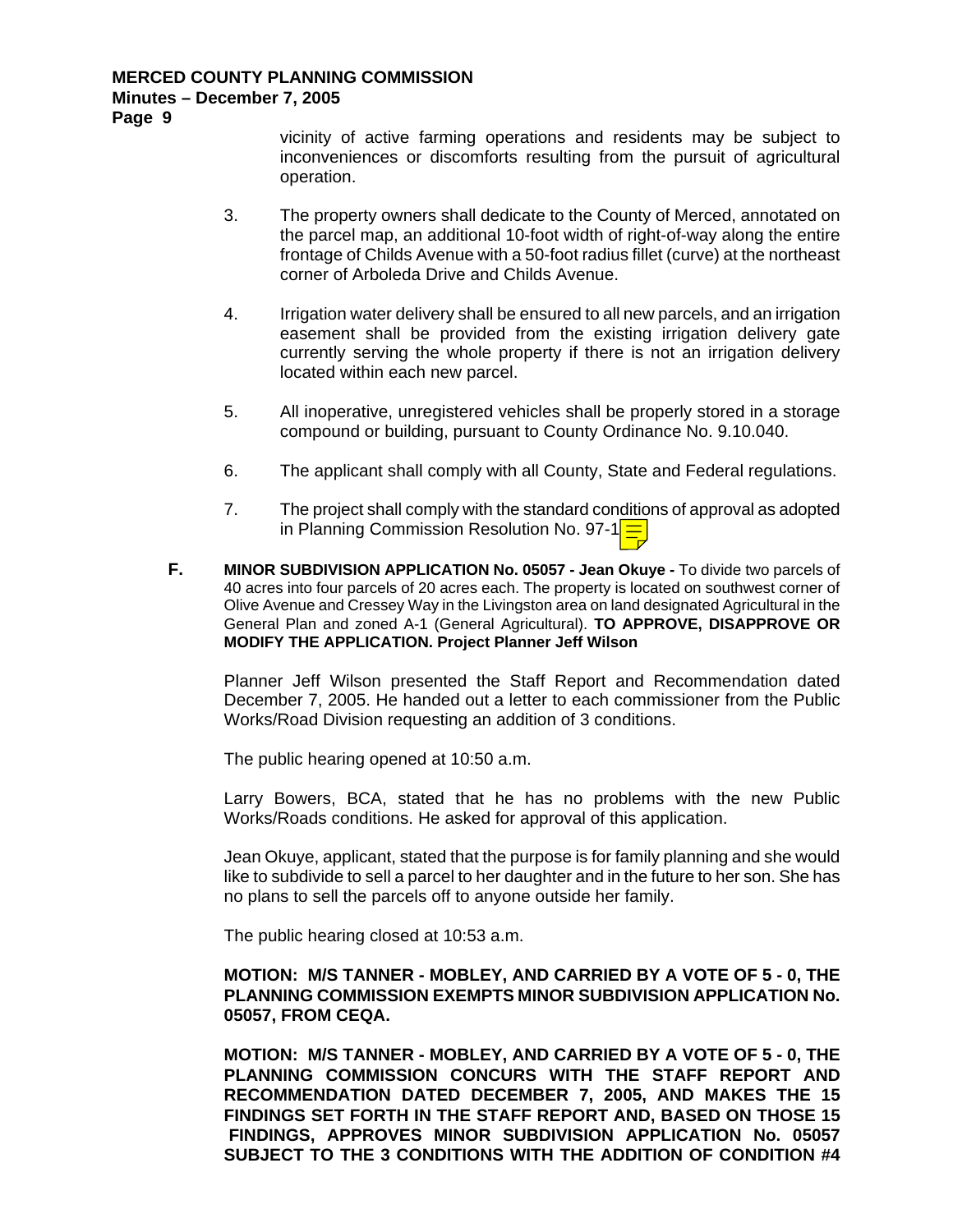vicinity of active farming operations and residents may be subject to inconveniences or discomforts resulting from the pursuit of agricultural operation.

3. The property owners shall dedicate to the County of Merced, annotated on the parcel map, an additional 10-foot width of right-of-way along the entire frontage of Childs Avenue with a 50-foot radius fillet (curve) at the northeast corner of Arboleda Drive and Childs Avenue.

4. Irrigation water delivery shall be ensured to all new parcels, and an irrigation easement shall be provided from the existing irrigation delivery gate currently serving the whole property if there is not an irrigation delivery located within each new parcel.

5. All inoperative, unregistered vehicles shall be properly stored in a storage compound or building, pursuant to County Ordinance No. 9.10.040.

6. The applicant shall comply with all County, State and Federal regulations.

7. The project shall comply with the standard conditions of approval as adopted in Planning Commission Resolution No. 97-1

**F.** **MINOR SUBDIVISION APPLICATION No. 05057 - Jean Okuye -** To divide two parcels of 40 acres into four parcels of 20 acres each. The property is located on southwest corner of Olive Avenue and Cressey Way in the Livingston area on land designated Agricultural in the General Plan and zoned A-1 (General Agricultural). **TO APPROVE, DISAPPROVE OR MODIFY THE APPLICATION. Project Planner Jeff Wilson**

Planner Jeff Wilson presented the Staff Report and Recommendation dated December 7, 2005. He handed out a letter to each commissioner from the Public Works/Road Division requesting an addition of 3 conditions.

The public hearing opened at 10:50 a.m.

Larry Bowers, BCA, stated that he has no problems with the new Public Works/Roads conditions. He asked for approval of this application.

Jean Okuye, applicant, stated that the purpose is for family planning and she would like to subdivide to sell a parcel to her daughter and in the future to her son. She has no plans to sell the parcels off to anyone outside her family.

The public hearing closed at 10:53 a.m.

**MOTION: M/S TANNER - MOBLEY, AND CARRIED BY A VOTE OF 5 - 0, THE PLANNING COMMISSION EXEMPTS MINOR SUBDIVISION APPLICATION No. 05057, FROM CEQA.**

**MOTION: M/S TANNER - MOBLEY, AND CARRIED BY A VOTE OF 5 - 0, THE PLANNING COMMISSION CONCURS WITH THE STAFF REPORT AND RECOMMENDATION DATED DECEMBER 7, 2005, AND MAKES THE 15 FINDINGS SET FORTH IN THE STAFF REPORT AND, BASED ON THOSE 15 FINDINGS, APPROVES MINOR SUBDIVISION APPLICATION No. 05057 SUBJECT TO THE 3 CONDITIONS WITH THE ADDITION OF CONDITION #4**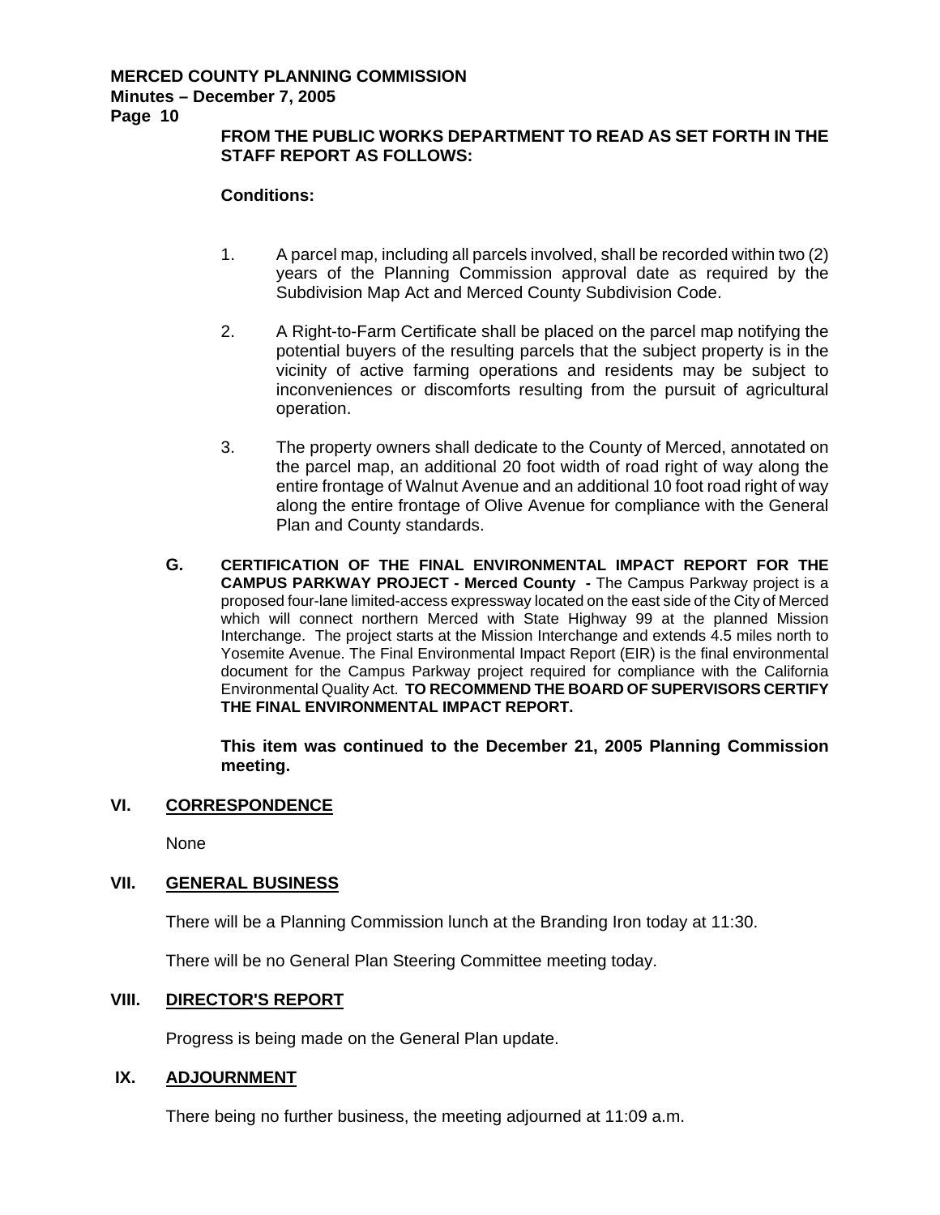**FROM THE PUBLIC WORKS DEPARTMENT TO READ AS SET FORTH IN THE STAFF REPORT AS FOLLOWS:**

**Conditions:**

1. A parcel map, including all parcels involved, shall be recorded within two (2) years of the Planning Commission approval date as required by the Subdivision Map Act and Merced County Subdivision Code.

2. A Right-to-Farm Certificate shall be placed on the parcel map notifying the potential buyers of the resulting parcels that the subject property is in the vicinity of active farming operations and residents may be subject to inconveniences or discomforts resulting from the pursuit of agricultural operation.

3. The property owners shall dedicate to the County of Merced, annotated on the parcel map, an additional 20 foot width of road right of way along the entire frontage of Walnut Avenue and an additional 10 foot road right of way along the entire frontage of Olive Avenue for compliance with the General Plan and County standards.

**G. CERTIFICATION OF THE FINAL ENVIRONMENTAL IMPACT REPORT FOR THE CAMPUS PARKWAY PROJECT - Merced County -** The Campus Parkway project is a proposed four-lane limited-access expressway located on the east side of the City of Merced which will connect northern Merced with State Highway 99 at the planned Mission Interchange. The project starts at the Mission Interchange and extends 4.5 miles north to Yosemite Avenue. The Final Environmental Impact Report (EIR) is the final environmental document for the Campus Parkway project required for compliance with the California Environmental Quality Act. **TO RECOMMEND THE BOARD OF SUPERVISORS CERTIFY THE FINAL ENVIRONMENTAL IMPACT REPORT.**

**This item was continued to the December 21, 2005 Planning Commission meeting.**

## VI. CORRESPONDENCE

None

## VII. GENERAL BUSINESS

There will be a Planning Commission lunch at the Branding Iron today at 11:30.

There will be no General Plan Steering Committee meeting today.

## VIII. DIRECTOR'S REPORT

Progress is being made on the General Plan update.

## IX. ADJOURNMENT

There being no further business, the meeting adjourned at 11:09 a.m.